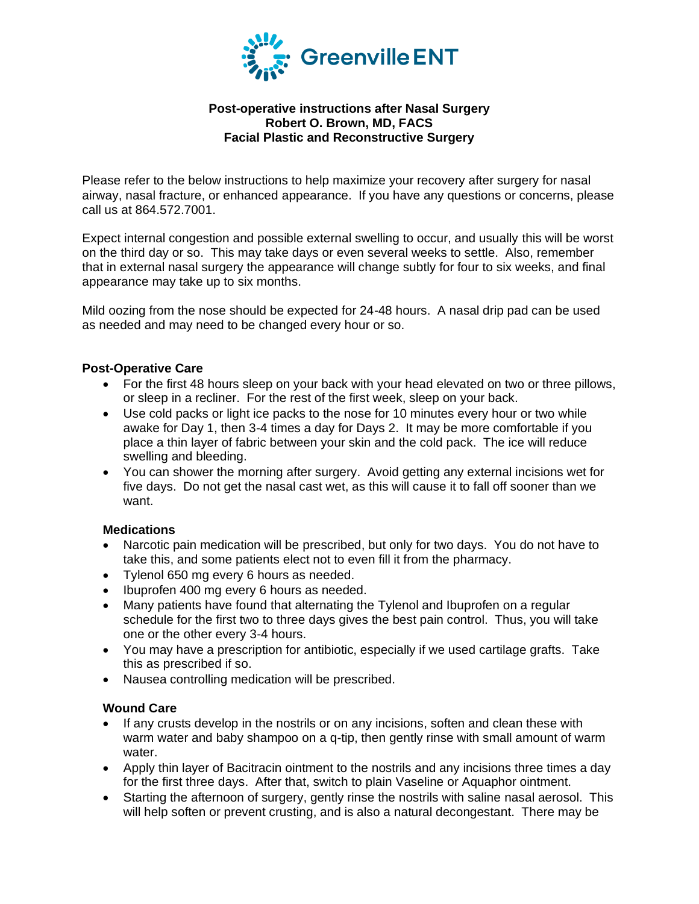Greenville ENT

**Post-operative instructions after Nasal Surgery**
**Robert O. Brown, MD, FACS**
**Facial Plastic and Reconstructive Surgery**

Please refer to the below instructions to help maximize your recovery after surgery for nasal airway, nasal fracture, or enhanced appearance. If you have any questions or concerns, please call us at 864.572.7001.

Expect internal congestion and possible external swelling to occur, and usually this will be worst on the third day or so. This may take days or even several weeks to settle. Also, remember that in external nasal surgery the appearance will change subtly for four to six weeks, and final appearance may take up to six months.

Mild oozing from the nose should be expected for 24-48 hours. A nasal drip pad can be used as needed and may need to be changed every hour or so.

## Post-Operative Care

- For the first 48 hours sleep on your back with your head elevated on two or three pillows, or sleep in a recliner. For the rest of the first week, sleep on your back.
- Use cold packs or light ice packs to the nose for 10 minutes every hour or two while awake for Day 1, then 3-4 times a day for Days 2. It may be more comfortable if you place a thin layer of fabric between your skin and the cold pack. The ice will reduce swelling and bleeding.
- You can shower the morning after surgery. Avoid getting any external incisions wet for five days. Do not get the nasal cast wet, as this will cause it to fall off sooner than we want.

### Medications

- Narcotic pain medication will be prescribed, but only for two days. You do not have to take this, and some patients elect not to even fill it from the pharmacy.
- Tylenol 650 mg every 6 hours as needed.
- Ibuprofen 400 mg every 6 hours as needed.
- Many patients have found that alternating the Tylenol and Ibuprofen on a regular schedule for the first two to three days gives the best pain control. Thus, you will take one or the other every 3-4 hours.
- You may have a prescription for antibiotic, especially if we used cartilage grafts. Take this as prescribed if so.
- Nausea controlling medication will be prescribed.

### Wound Care

- If any crusts develop in the nostrils or on any incisions, soften and clean these with warm water and baby shampoo on a q-tip, then gently rinse with small amount of warm water.
- Apply thin layer of Bacitracin ointment to the nostrils and any incisions three times a day for the first three days. After that, switch to plain Vaseline or Aquaphor ointment.
- Starting the afternoon of surgery, gently rinse the nostrils with saline nasal aerosol. This will help soften or prevent crusting, and is also a natural decongestant. There may be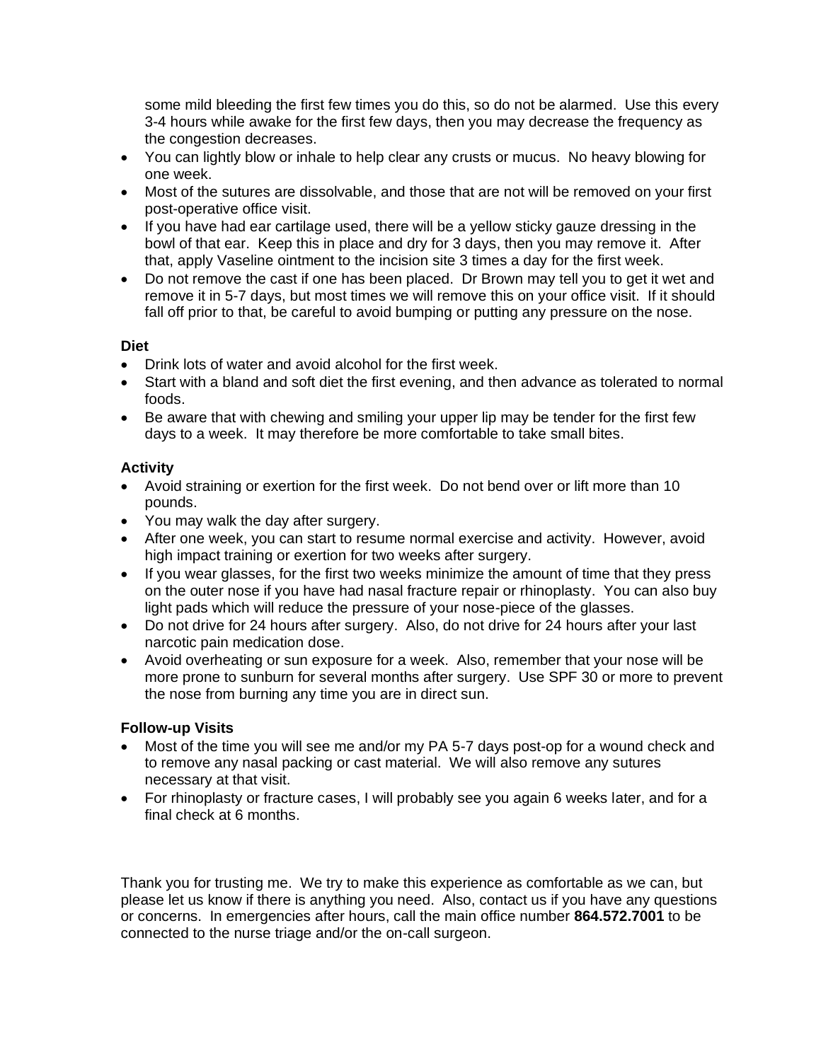some mild bleeding the first few times you do this, so do not be alarmed. Use this every 3-4 hours while awake for the first few days, then you may decrease the frequency as the congestion decreases.

- You can lightly blow or inhale to help clear any crusts or mucus. No heavy blowing for one week.
- Most of the sutures are dissolvable, and those that are not will be removed on your first post-operative office visit.
- If you have had ear cartilage used, there will be a yellow sticky gauze dressing in the bowl of that ear. Keep this in place and dry for 3 days, then you may remove it. After that, apply Vaseline ointment to the incision site 3 times a day for the first week.
- Do not remove the cast if one has been placed. Dr Brown may tell you to get it wet and remove it in 5-7 days, but most times we will remove this on your office visit. If it should fall off prior to that, be careful to avoid bumping or putting any pressure on the nose.

**Diet**

- Drink lots of water and avoid alcohol for the first week.
- Start with a bland and soft diet the first evening, and then advance as tolerated to normal foods.
- Be aware that with chewing and smiling your upper lip may be tender for the first few days to a week. It may therefore be more comfortable to take small bites.

**Activity**

- Avoid straining or exertion for the first week. Do not bend over or lift more than 10 pounds.
- You may walk the day after surgery.
- After one week, you can start to resume normal exercise and activity. However, avoid high impact training or exertion for two weeks after surgery.
- If you wear glasses, for the first two weeks minimize the amount of time that they press on the outer nose if you have had nasal fracture repair or rhinoplasty. You can also buy light pads which will reduce the pressure of your nose-piece of the glasses.
- Do not drive for 24 hours after surgery. Also, do not drive for 24 hours after your last narcotic pain medication dose.
- Avoid overheating or sun exposure for a week. Also, remember that your nose will be more prone to sunburn for several months after surgery. Use SPF 30 or more to prevent the nose from burning any time you are in direct sun.

**Follow-up Visits**

- Most of the time you will see me and/or my PA 5-7 days post-op for a wound check and to remove any nasal packing or cast material. We will also remove any sutures necessary at that visit.
- For rhinoplasty or fracture cases, I will probably see you again 6 weeks later, and for a final check at 6 months.

Thank you for trusting me. We try to make this experience as comfortable as we can, but please let us know if there is anything you need. Also, contact us if you have any questions or concerns. In emergencies after hours, call the main office number **864.572.7001** to be connected to the nurse triage and/or the on-call surgeon.